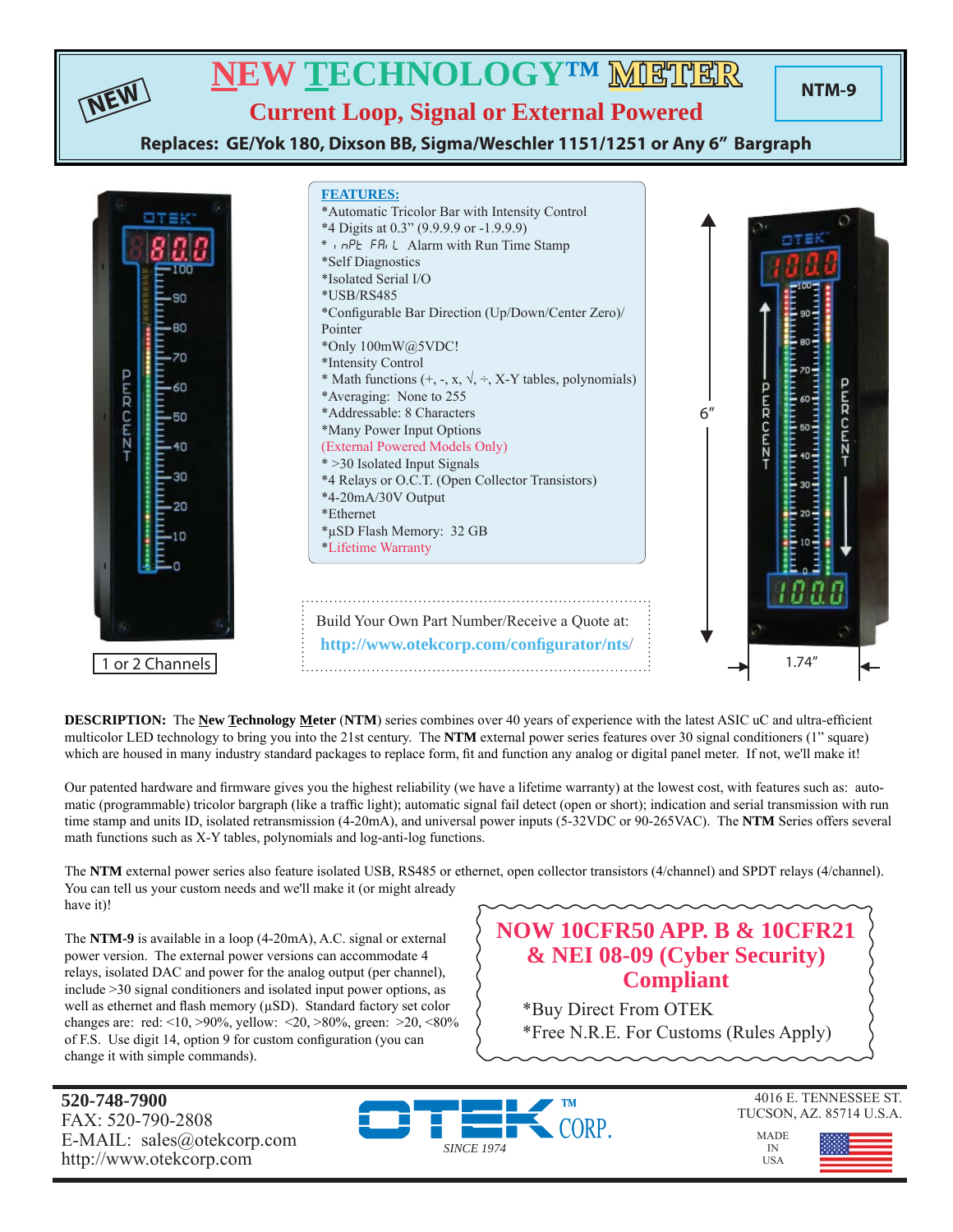NEW

# NEW TECHNOLOGY™ METER

**NTM-9**

## Current Loop, Signal or External Powered

**Replaces: GE/Yok 180, Dixson BB, Sigma/Weschler 1151/1251 or Any 6" Bargraph**

1 or 2 Channels

**FEATURES:**

*Automatic Tricolor Bar with Intensity Control
*4 Digits at 0.3" (9.9.9.9 or -1.9.9.9)
* input FAIL Alarm with Run Time Stamp
*Self Diagnostics
*Isolated Serial I/O
*USB/RS485
*Configurable Bar Direction (Up/Down/Center Zero)/ Pointer
*Only 100mW@5VDC!
*Intensity Control
* Math functions (+, -, x, √, ÷, X-Y tables, polynomials)
*Averaging: None to 255
*Addressable: 8 Characters
*Many Power Input Options
(External Powered Models Only)
* >30 Isolated Input Signals
*4 Relays or O.C.T. (Open Collector Transistors)
*4-20mA/30V Output
*Ethernet
*µSD Flash Memory: 32 GB
*Lifetime Warranty

Build Your Own Part Number/Receive a Quote at:
http://www.otekcorp.com/configurator/nts/

6"

1.74"

**DESCRIPTION:** The **New Technology Meter** (**NTM**) series combines over 40 years of experience with the latest ASIC uC and ultra-efficient multicolor LED technology to bring you into the 21st century. The **NTM** external power series features over 30 signal conditioners (1" square) which are housed in many industry standard packages to replace form, fit and function any analog or digital panel meter. If not, we'll make it!

Our patented hardware and firmware gives you the highest reliability (we have a lifetime warranty) at the lowest cost, with features such as: automatic (programmable) tricolor bargraph (like a traffic light); automatic signal fail detect (open or short); indication and serial transmission with run time stamp and units ID, isolated retransmission (4-20mA), and universal power inputs (5-32VDC or 90-265VAC). The **NTM** Series offers several math functions such as X-Y tables, polynomials and log-anti-log functions.

The **NTM** external power series also feature isolated USB, RS485 or ethernet, open collector transistors (4/channel) and SPDT relays (4/channel). You can tell us your custom needs and we'll make it (or might already have it)!

The **NTM-9** is available in a loop (4-20mA), A.C. signal or external power version. The external power versions can accommodate 4 relays, isolated DAC and power for the analog output (per channel), include >30 signal conditioners and isolated input power options, as well as ethernet and flash memory (µSD). Standard factory set color changes are: red: <10, >90%, yellow: <20, >80%, green: >20, <80% of F.S. Use digit 14, option 9 for custom configuration (you can change it with simple commands).

**NOW 10CFR50 APP. B & 10CFR21 & NEI 08-09 (Cyber Security) Compliant**

*Buy Direct From OTEK
*Free N.R.E. For Customs (Rules Apply)

**520-748-7900**
FAX: 520-790-2808
E-MAIL: sales@otekcorp.com
http://www.otekcorp.com

OTEK™ CORP.
*SINCE 1974*

4016 E. TENNESSEE ST.
TUCSON, AZ. 85714 U.S.A.

MADE IN USA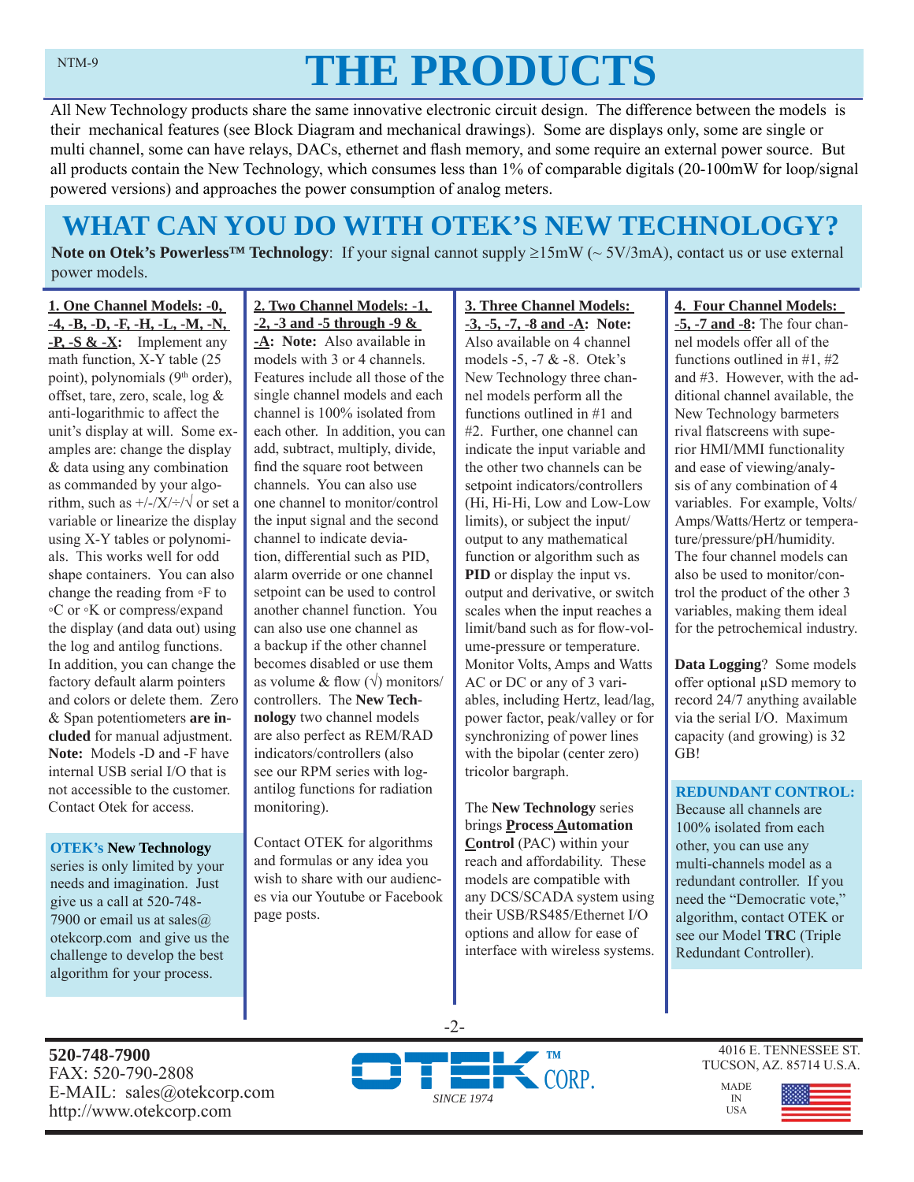# THE PRODUCTS

All New Technology products share the same innovative electronic circuit design. The difference between the models is their mechanical features (see Block Diagram and mechanical drawings). Some are displays only, some are single or multi channel, some can have relays, DACs, ethernet and flash memory, and some require an external power source. But all products contain the New Technology, which consumes less than 1% of comparable digitals (20-100mW for loop/signal powered versions) and approaches the power consumption of analog meters.

## WHAT CAN YOU DO WITH OTEK'S NEW TECHNOLOGY?

**Note on Otek's Powerless™ Technology**: If your signal cannot supply ≥15mW (~ 5V/3mA), contact us or use external power models.

**1. One Channel Models: -0, -4, -B, -D, -F, -H, -L, -M, -N, -P, -S & -X:** Implement any math function, X-Y table (25 point), polynomials (9th order), offset, tare, zero, scale, log & anti-logarithmic to affect the unit's display at will. Some examples are: change the display & data using any combination as commanded by your algorithm, such as +/-/X/÷/√ or set a variable or linearize the display using X-Y tables or polynomials. This works well for odd shape containers. You can also change the reading from ◦F to ◦C or ◦K or compress/expand the display (and data out) using the log and antilog functions. In addition, you can change the factory default alarm pointers and colors or delete them. Zero & Span potentiometers **are included** for manual adjustment. **Note:** Models -D and -F have internal USB serial I/O that is not accessible to the customer. Contact Otek for access.

**OTEK's New Technology** series is only limited by your needs and imagination. Just give us a call at 520-748-7900 or email us at sales@otekcorp.com and give us the challenge to develop the best algorithm for your process.

**2. Two Channel Models: -1, -2, -3 and -5 through -9 & -A: Note:** Also available in models with 3 or 4 channels. Features include all those of the single channel models and each channel is 100% isolated from each other. In addition, you can add, subtract, multiply, divide, find the square root between channels. You can also use one channel to monitor/control the input signal and the second channel to indicate deviation, differential such as PID, alarm override or one channel setpoint can be used to control another channel function. You can also use one channel as a backup if the other channel becomes disabled or use them as volume & flow (√) monitors/controllers. The **New Technology** two channel models are also perfect as REM/RAD indicators/controllers (also see our RPM series with log-antilog functions for radiation monitoring).

Contact OTEK for algorithms and formulas or any idea you wish to share with our audiences via our Youtube or Facebook page posts.

**3. Three Channel Models: -3, -5, -7, -8 and -A: Note:** Also available on 4 channel models -5, -7 & -8. Otek's New Technology three channel models perform all the functions outlined in #1 and #2. Further, one channel can indicate the input variable and the other two channels can be setpoint indicators/controllers (Hi, Hi-Hi, Low and Low-Low limits), or subject the input/output to any mathematical function or algorithm such as **PID** or display the input vs. output and derivative, or switch scales when the input reaches a limit/band such as for flow-volume-pressure or temperature. Monitor Volts, Amps and Watts AC or DC or any of 3 variables, including Hertz, lead/lag, power factor, peak/valley or for synchronizing of power lines with the bipolar (center zero) tricolor bargraph.

The **New Technology** series brings **Process Automation Control** (PAC) within your reach and affordability. These models are compatible with any DCS/SCADA system using their USB/RS485/Ethernet I/O options and allow for ease of interface with wireless systems.

**4. Four Channel Models: -5, -7 and -8:** The four channel models offer all of the functions outlined in #1, #2 and #3. However, with the additional channel available, the New Technology barmeters rival flatscreens with superior HMI/MMI functionality and ease of viewing/analysis of any combination of 4 variables. For example, Volts/Amps/Watts/Hertz or temperature/pressure/pH/humidity. The four channel models can also be used to monitor/control the product of the other 3 variables, making them ideal for the petrochemical industry.

**Data Logging**? Some models offer optional µSD memory to record 24/7 anything available via the serial I/O. Maximum capacity (and growing) is 32 GB!

**REDUNDANT CONTROL:** Because all channels are 100% isolated from each other, you can use any multi-channels model as a redundant controller. If you need the "Democratic vote," algorithm, contact OTEK or see our Model **TRC** (Triple Redundant Controller).

**520-748-7900**
FAX: 520-790-2808
E-MAIL: sales@otekcorp.com
http://www.otekcorp.com

OTEK™ CORP. SINCE 1974

4016 E. TENNESSEE ST.
TUCSON, AZ. 85714 U.S.A.

MADE IN USA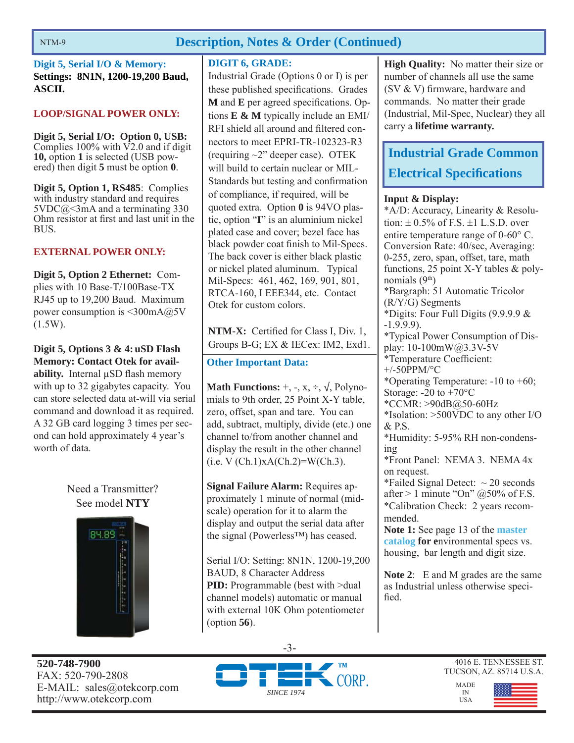## Description, Notes & Order (Continued)

**Digit 5, Serial I/O & Memory:**
**Settings: 8N1N, 1200-19,200 Baud, ASCII.**

**LOOP/SIGNAL POWER ONLY:**

**Digit 5, Serial I/O: Option 0, USB:** Complies 100% with V2.0 and if digit **10,** option **1** is selected (USB powered) then digit **5** must be option **0**.

**Digit 5, Option 1, RS485**: Complies with industry standard and requires 5VDC@<3mA and a terminating 330 Ohm resistor at first and last unit in the BUS.

**EXTERNAL POWER ONLY:**

**Digit 5, Option 2 Ethernet:** Complies with 10 Base-T/100Base-TX RJ45 up to 19,200 Baud. Maximum power consumption is <300mA@5V (1.5W).

**Digit 5, Options 3 & 4: uSD Flash Memory: Contact Otek for availability.** Internal µSD flash memory with up to 32 gigabytes capacity. You can store selected data at-will via serial command and download it as required. A 32 GB card logging 3 times per second can hold approximately 4 year's worth of data.

Need a Transmitter?
See model **NTY**

**DIGIT 6, GRADE:**

Industrial Grade (Options 0 or I) is per these published specifications. Grades **M** and **E** per agreed specifications. Options **E & M** typically include an EMI/RFI shield all around and filtered connectors to meet EPRI-TR-102323-R3 (requiring ~2" deeper case). OTEK will build to certain nuclear or MIL-Standards but testing and confirmation of compliance, if required, will be quoted extra. Option **0** is 94VO plastic, option "**I**" is an aluminium nickel plated case and cover; bezel face has black powder coat finish to Mil-Specs. The back cover is either black plastic or nickel plated aluminum. Typical Mil-Specs: 461, 462, 169, 901, 801, RTCA-160, I EEE344, etc. Contact Otek for custom colors.

**NTM-X:** Certified for Class I, Div. 1, Groups B-G; EX & IECex: IM2, Exd1.

**Other Important Data:**

**Math Functions:** +, -, x, ÷, √, Polynomials to 9th order, 25 Point X-Y table, zero, offset, span and tare. You can add, subtract, multiply, divide (etc.) one channel to/from another channel and display the result in the other channel (i.e. V (Ch.1)xA(Ch.2)=W(Ch.3).

**Signal Failure Alarm:** Requires approximately 1 minute of normal (mid-scale) operation for it to alarm the display and output the serial data after the signal (Powerless™) has ceased.

Serial I/O: Setting: 8N1N, 1200-19,200 BAUD, 8 Character Address
**PID:** Programmable (best with >dual channel models) automatic or manual with external 10K Ohm potentiometer (option **56**).

**High Quality:** No matter their size or number of channels all use the same (SV & V) firmware, hardware and commands. No matter their grade (Industrial, Mil-Spec, Nuclear) they all carry a **lifetime warranty.**

## Industrial Grade Common Electrical Specifications

**Input & Display:**
*A/D: Accuracy, Linearity & Resolution: ± 0.5% of F.S. ±1 L.S.D. over entire temperature range of 0-60° C. Conversion Rate: 40/sec, Averaging: 0-255, zero, span, offset, tare, math functions, 25 point X-Y tables & polynomials (9th)
*Bargraph: 51 Automatic Tricolor (R/Y/G) Segments
*Digits: Four Full Digits (9.9.9.9 & -1.9.9.9).
*Typical Power Consumption of Display: 10-100mW@3.3V-5V
*Temperature Coefficient: +/-50PPM/°C
*Operating Temperature: -10 to +60; Storage: -20 to +70°C
*CCMR: >90dB@50-60Hz
*Isolation: >500VDC to any other I/O & P.S.
*Humidity: 5-95% RH non-condensing
*Front Panel: NEMA 3. NEMA 4x on request.
*Failed Signal Detect: ~ 20 seconds after > 1 minute "On" @50% of F.S.
*Calibration Check: 2 years recommended.
**Note 1:** See page 13 of the **master catalog for e**nvironmental specs vs. housing, bar length and digit size.

**Note 2**: E and M grades are the same as Industrial unless otherwise specified.

**520-748-7900**
FAX: 520-790-2808
E-MAIL: sales@otekcorp.com
http://www.otekcorp.com

OTEK™ CORP. SINCE 1974

4016 E. TENNESSEE ST.
TUCSON, AZ. 85714 U.S.A.
MADE IN USA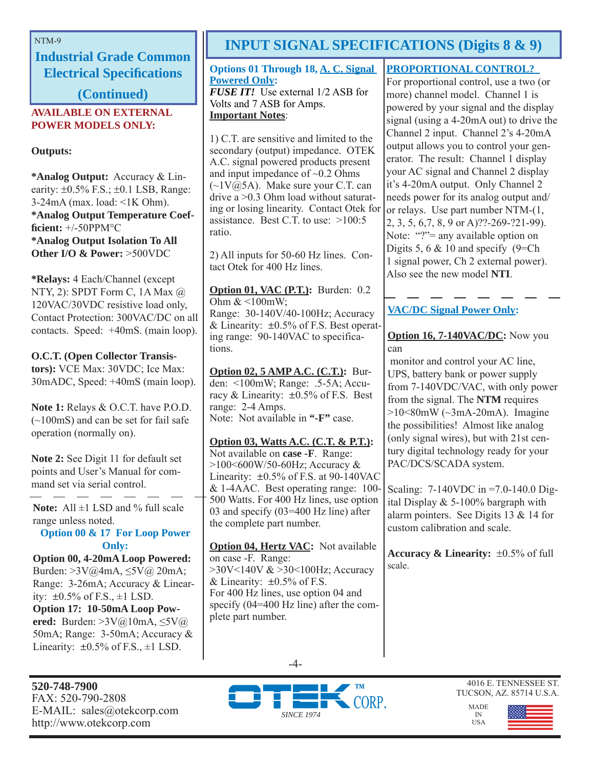NTM-9

## Industrial Grade Common Electrical Specifications (Continued)

**AVAILABLE ON EXTERNAL POWER MODELS ONLY:**

**Outputs:**

***Analog Output:** Accuracy & Linearity: ±0.5% F.S.; ±0.1 LSB, Range: 3-24mA (max. load: <1K Ohm).
***Analog Output Temperature Coefficient:** +/-50PPM°C
***Analog Output Isolation To All Other I/O & Power:** >500VDC

***Relays:** 4 Each/Channel (except NTY, 2): SPDT Form C, 1A Max @ 120VAC/30VDC resistive load only, Contact Protection: 300VAC/DC on all contacts. Speed: +40mS. (main loop).

**O.C.T. (Open Collector Transistors):** VCE Max: 30VDC; Ice Max: 30mADC, Speed: +40mS (main loop).

**Note 1:** Relays & O.C.T. have P.O.D. (~100mS) and can be set for fail safe operation (normally on).

**Note 2:** See Digit 11 for default set points and User's Manual for command set via serial control.

---

**Note:** All ±1 LSD and % full scale range unless noted.

**Option 00 & 17 For Loop Power Only:**

**Option 00, 4-20mA Loop Powered:** Burden: >3V@4mA, ≤5V@ 20mA; Range: 3-26mA; Accuracy & Linearity: ±0.5% of F.S., ±1 LSD.
**Option 17: 10-50mA Loop Powered:** Burden: >3V@10mA, ≤5V@ 50mA; Range: 3-50mA; Accuracy & Linearity: ±0.5% of F.S., ±1 LSD.

## INPUT SIGNAL SPECIFICATIONS (Digits 8 & 9)

**Options 01 Through 18, A. C. Signal Powered Only:**
***FUSE IT!*** Use external 1/2 ASB for Volts and 7 ASB for Amps.
**Important Notes**:

1) C.T. are sensitive and limited to the secondary (output) impedance. OTEK A.C. signal powered products present and input impedance of ~0.2 Ohms (~1V@5A). Make sure your C.T. can drive a >0.3 Ohm load without saturating or losing linearity. Contact Otek for assistance. Best C.T. to use: >100:5 ratio.

2) All inputs for 50-60 Hz lines. Contact Otek for 400 Hz lines.

**Option 01, VAC (P.T.):** Burden: 0.2 Ohm & <100mW;
Range: 30-140V/40-100Hz; Accuracy & Linearity: ±0.5% of F.S. Best operating range: 90-140VAC to specifications.

**Option 02, 5 AMP A.C. (C.T.):** Burden: <100mW; Range: .5-5A; Accuracy & Linearity: ±0.5% of F.S. Best range: 2-4 Amps.
Note: Not available in **"-F"** case.

**Option 03, Watts A.C. (C.T. & P.T.):** Not available on **case -F**. Range: >100<600W/50-60Hz; Accuracy & Linearity: ±0.5% of F.S. at 90-140VAC & 1-4AAC. Best operating range: 100-500 Watts. For 400 Hz lines, use option 03 and specify (03=400 Hz line) after the complete part number.

**Option 04, Hertz VAC:** Not available on case -F. Range: >30V<140V & >30<100Hz; Accuracy & Linearity: ±0.5% of F.S.
For 400 Hz lines, use option 04 and specify (04=400 Hz line) after the complete part number.

**PROPORTIONAL CONTROL?**
For proportional control, use a two (or more) channel model. Channel 1 is powered by your signal and the display signal (using a 4-20mA out) to drive the Channel 2 input. Channel 2's 4-20mA output allows you to control your generator. The result: Channel 1 display your AC signal and Channel 2 display it's 4-20mA output. Only Channel 2 needs power for its analog output and/or relays. Use part number NTM-(1, 2, 3, 5, 6,7, 8, 9 or A)??-269-?21-99). Note: "?"= any available option on Digits 5, 6 & 10 and specify (9=Ch 1 signal power, Ch 2 external power). Also see the new model **NTI**.

---

**VAC/DC Signal Power Only:**

**Option 16, 7-140VAC/DC:** Now you can monitor and control your AC line, UPS, battery bank or power supply from 7-140VDC/VAC, with only power from the signal. The **NTM** requires >10<80mW (~3mA-20mA). Imagine the possibilities! Almost like analog (only signal wires), but with 21st century digital technology ready for your PAC/DCS/SCADA system.

Scaling: 7-140VDC in =7.0-140.0 Digital Display & 5-100% bargraph with alarm pointers. See Digits 13 & 14 for custom calibration and scale.

**Accuracy & Linearity:** ±0.5% of full scale.

520-748-7900
FAX: 520-790-2808
E-MAIL: sales@otekcorp.com
http://www.otekcorp.com

OTEK™ CORP. SINCE 1974

4016 E. TENNESSEE ST.
TUCSON, AZ. 85714 U.S.A.

MADE IN USA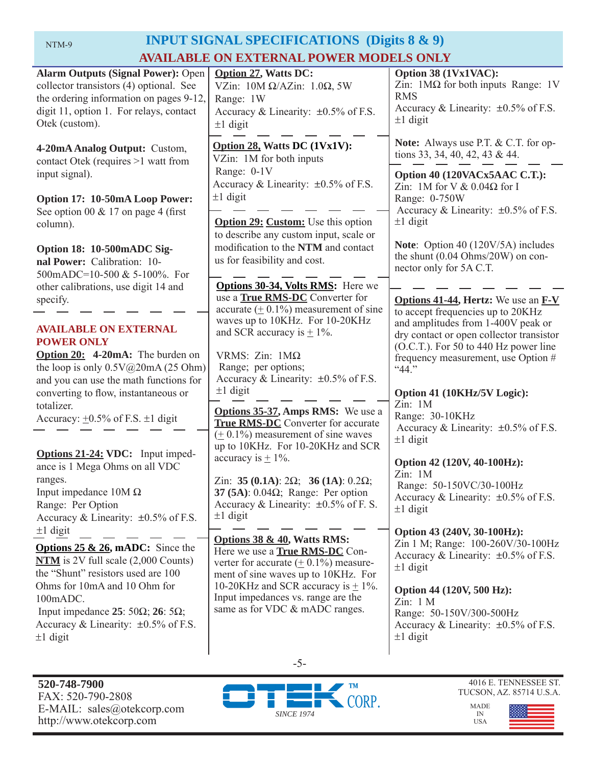# INPUT SIGNAL SPECIFICATIONS (Digits 8 & 9)

## AVAILABLE ON EXTERNAL POWER MODELS ONLY

**Alarm Outputs (Signal Power):** Open collector transistors (4) optional. See the ordering information on pages 9-12, digit 11, option 1. For relays, contact Otek (custom).

**4-20mA Analog Output:** Custom, contact Otek (requires >1 watt from input signal).

**Option 17: 10-50mA Loop Power:** See option 00 & 17 on page 4 (first column).

**Option 18: 10-500mADC Signal Power:** Calibration: 10-500mADC=10-500 & 5-100%. For other calibrations, use digit 14 and specify.

---

**AVAILABLE ON EXTERNAL POWER ONLY**

**Option 20: 4-20mA:** The burden on the loop is only 0.5V@20mA (25 Ohm) and you can use the math functions for converting to flow, instantaneous or totalizer.
Accuracy: ±0.5% of F.S. ±1 digit

---

**Options 21-24: VDC:** Input impedance is 1 Mega Ohms on all VDC ranges.
Input impedance 10M Ω
Range: Per Option
Accuracy & Linearity: ±0.5% of F.S. ±1 digit

---

**Options 25 & 26, mADC:** Since the **NTM** is 2V full scale (2,000 Counts) the "Shunt" resistors used are 100 Ohms for 10mA and 10 Ohm for 100mADC.
Input impedance **25**: 50Ω; **26**: 5Ω;
Accuracy & Linearity: ±0.5% of F.S. ±1 digit

---

**Option 27, Watts DC:**
VZin: 10M Ω/AZin: 1.0Ω, 5W
Range: 1W
Accuracy & Linearity: ±0.5% of F.S. ±1 digit

---

**Option 28, Watts DC (1Vx1V):**
VZin: 1M for both inputs
Range: 0-1V
Accuracy & Linearity: ±0.5% of F.S. ±1 digit

---

**Option 29: Custom:** Use this option to describe any custom input, scale or modification to the **NTM** and contact us for feasibility and cost.

---

**Options 30-34, Volts RMS:** Here we use a **True RMS-DC** Converter for accurate (± 0.1%) measurement of sine waves up to 10KHz. For 10-20KHz and SCR accuracy is ± 1%.

VRMS: Zin: 1MΩ
Range; per options;
Accuracy & Linearity: ±0.5% of F.S. ±1 digit

---

**Options 35-37, Amps RMS:** We use a **True RMS-DC** Converter for accurate (± 0.1%) measurement of sine waves up to 10KHz. For 10-20KHz and SCR accuracy is ± 1%.

Zin: **35 (0.1A)**: 2Ω; **36 (1A)**: 0.2Ω; **37 (5A)**: 0.04Ω; Range: Per option
Accuracy & Linearity: ±0.5% of F. S. ±1 digit

---

**Options 38 & 40, Watts RMS:** Here we use a **True RMS-DC** Converter for accurate (± 0.1%) measurement of sine waves up to 10KHz. For 10-20KHz and SCR accuracy is ± 1%. Input impedances vs. range are the same as for VDC & mADC ranges.

**Option 38 (1Vx1VAC):**
Zin: 1MΩ for both inputs Range: 1V RMS
Accuracy & Linearity: ±0.5% of F.S. ±1 digit

**Note:** Always use P.T. & C.T. for options 33, 34, 40, 42, 43 & 44.

---

**Option 40 (120VACx5AAC C.T.):**
Zin: 1M for V & 0.04Ω for I
Range: 0-750W
Accuracy & Linearity: ±0.5% of F.S. ±1 digit

**Note**: Option 40 (120V/5A) includes the shunt (0.04 Ohms/20W) on connector only for 5A C.T.

---

**Options 41-44, Hertz:** We use an **F-V** to accept frequencies up to 20KHz and amplitudes from 1-400V peak or dry contact or open collector transistor (O.C.T.). For 50 to 440 Hz power line frequency measurement, use Option # "44."

**Option 41 (10KHz/5V Logic):**
Zin: 1M
Range: 30-10KHz
Accuracy & Linearity: ±0.5% of F.S. ±1 digit

**Option 42 (120V, 40-100Hz):**
Zin: 1M
Range: 50-150VC/30-100Hz
Accuracy & Linearity: ±0.5% of F.S. ±1 digit

**Option 43 (240V, 30-100Hz):**
Zin 1 M; Range: 100-260V/30-100Hz
Accuracy & Linearity: ±0.5% of F.S. ±1 digit

**Option 44 (120V, 500 Hz):**
Zin: 1 M
Range: 50-150V/300-500Hz
Accuracy & Linearity: ±0.5% of F.S. ±1 digit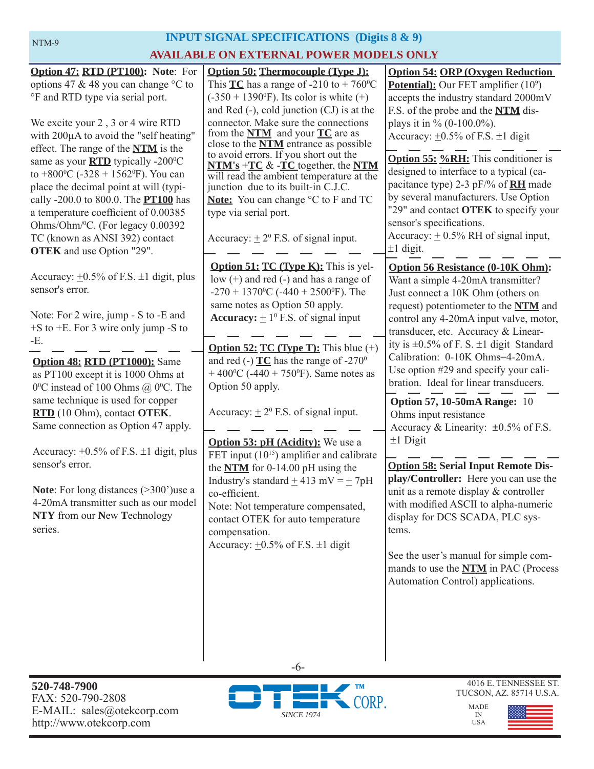## INPUT SIGNAL SPECIFICATIONS (Digits 8 & 9)

## AVAILABLE ON EXTERNAL POWER MODELS ONLY

**Option 47: RTD (PT100): Note**: For options 47 & 48 you can change °C to °F and RTD type via serial port.

We excite your 2 , 3 or 4 wire RTD with 200μA to avoid the "self heating" effect. The range of the **NTM** is the same as your **RTD** typically -200°C to +800°C (-328 + 1562°F). You can place the decimal point at will (typically -200.0 to 800.0. The **PT100** has a temperature coefficient of 0.00385 Ohms/Ohm/°C. (For legacy 0.00392 TC (known as ANSI 392) contact **OTEK** and use Option "29".

Accuracy: ±0.5% of F.S. ±1 digit, plus sensor's error.

Note: For 2 wire, jump - S to -E and +S to +E. For 3 wire only jump -S to -E.

**Option 48: RTD (PT1000):** Same as PT100 except it is 1000 Ohms at 0°C instead of 100 Ohms @ 0°C. The same technique is used for copper **RTD** (10 Ohm), contact **OTEK**. Same connection as Option 47 apply.

Accuracy: ±0.5% of F.S. ±1 digit, plus sensor's error.

**Note**: For long distances (>300')use a 4-20mA transmitter such as our model **NTY** from our **N**ew **T**echnology series.

**Option 50: Thermocouple (Type J):** This **TC** has a range of -210 to + 760°C (-350 + 1390°F). Its color is white (+) and Red (-), cold junction (CJ) is at the connector. Make sure the connections from the **NTM** and your **TC** are as close to the **NTM** entrance as possible to avoid errors. If you short out the **NTM's** +**TC** & -**TC** together, the **NTM** will read the ambient temperature at the junction due to its built-in C.J.C. **Note:** You can change °C to F and TC type via serial port.

Accuracy: ± 2° F.S. of signal input.

**Option 51: TC (Type K):** This is yellow (+) and red (-) and has a range of -270 + 1370°C (-440 + 2500°F). The same notes as Option 50 apply. **Accuracy:** ± 1° F.S. of signal input

**Option 52: TC (Type T):** This blue (+) and red (-) **TC** has the range of -270° + 400°C (-440 + 750°F). Same notes as Option 50 apply.

Accuracy: ± 2° F.S. of signal input.

**Option 53: pH (Acidity):** We use a FET input ($10^{15}$) amplifier and calibrate the **NTM** for 0-14.00 pH using the Industry's standard ± 413 mV = ± 7pH co-efficient.
Note: Not temperature compensated, contact OTEK for auto temperature compensation.
Accuracy: ±0.5% of F.S. ±1 digit

**Option 54: ORP (Oxygen Reduction Potential):** Our FET amplifier ($10^9$) accepts the industry standard 2000mV F.S. of the probe and the **NTM** displays it in % (0-100.0%).
Accuracy: ±0.5% of F.S. ±1 digit

**Option 55: %RH:** This conditioner is designed to interface to a typical (capacitance type) 2-3 pF/% of **RH** made by several manufacturers. Use Option "29" and contact **OTEK** to specify your sensor's specifications.
Accuracy: ± 0.5% RH of signal input, ±1 digit.

**Option 56 Resistance (0-10K Ohm):** Want a simple 4-20mA transmitter? Just connect a 10K Ohm (others on request) potentiometer to the **NTM** and control any 4-20mA input valve, motor, transducer, etc. Accuracy & Linearity is ±0.5% of F. S. ±1 digit Standard Calibration: 0-10K Ohms=4-20mA. Use option #29 and specify your calibration. Ideal for linear transducers.

**Option 57, 10-50mA Range:** 10 Ohms input resistance
Accuracy & Linearity: ±0.5% of F.S. ±1 Digit

**Option 58: Serial Input Remote Display/Controller:** Here you can use the unit as a remote display & controller with modified ASCII to alpha-numeric display for DCS SCADA, PLC systems.

See the user's manual for simple commands to use the **NTM** in PAC (Process Automation Control) applications.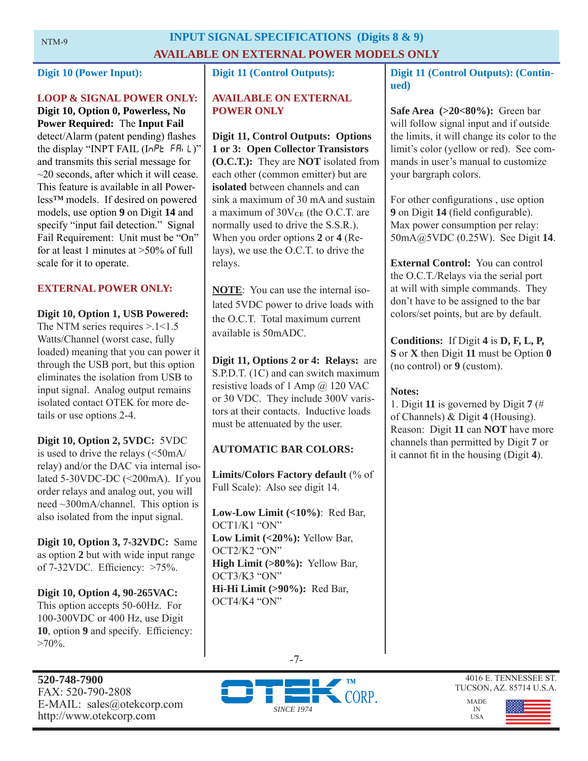# INPUT SIGNAL SPECIFICATIONS (Digits 8 & 9)
## AVAILABLE ON EXTERNAL POWER MODELS ONLY

### Digit 10 (Power Input):

**LOOP & SIGNAL POWER ONLY:**

**Digit 10, Option 0, Powerless, No Power Required:** The **Input Fail** detect/Alarm (patent pending) flashes the display "INPT FAIL (InPt FAiL)" and transmits this serial message for ~20 seconds, after which it will cease. This feature is available in all Powerless™ models. If desired on powered models, use option **9** on Digit **14** and specify "input fail detection." Signal Fail Requirement: Unit must be "On" for at least 1 minutes at >50% of full scale for it to operate.

**EXTERNAL POWER ONLY:**

**Digit 10, Option 1, USB Powered:** The NTM series requires >.1<1.5 Watts/Channel (worst case, fully loaded) meaning that you can power it through the USB port, but this option eliminates the isolation from USB to input signal. Analog output remains isolated contact OTEK for more details or use options 2-4.

**Digit 10, Option 2, 5VDC:** 5VDC is used to drive the relays (<50mA/relay) and/or the DAC via internal isolated 5-30VDC-DC (<200mA). If you order relays and analog out, you will need ~300mA/channel. This option is also isolated from the input signal.

**Digit 10, Option 3, 7-32VDC:** Same as option **2** but with wide input range of 7-32VDC. Efficiency: >75%.

**Digit 10, Option 4, 90-265VAC:** This option accepts 50-60Hz. For 100-300VDC or 400 Hz, use Digit **10**, option **9** and specify. Efficiency: >70%.

### Digit 11 (Control Outputs):

**AVAILABLE ON EXTERNAL POWER ONLY**

**Digit 11, Control Outputs: Options 1 or 3: Open Collector Transistors (O.C.T.):** They are **NOT** isolated from each other (common emitter) but are **isolated** between channels and can sink a maximum of 30 mA and sustain a maximum of 30$V_{CE}$ (the O.C.T. are normally used to drive the S.S.R.). When you order options **2** or **4** (Relays), we use the O.C.T. to drive the relays.

**NOTE**: You can use the internal isolated 5VDC power to drive loads with the O.C.T. Total maximum current available is 50mADC.

**Digit 11, Options 2 or 4: Relays:** are S.P.D.T. (1C) and can switch maximum resistive loads of 1 Amp @ 120 VAC or 30 VDC. They include 300V varistors at their contacts. Inductive loads must be attenuated by the user.

**AUTOMATIC BAR COLORS:**

**Limits/Colors Factory default** (% of Full Scale): Also see digit 14.

**Low-Low Limit (<10%)**: Red Bar, OCT1/K1 "ON"
**Low Limit (<20%):** Yellow Bar, OCT2/K2 "ON"
**High Limit (>80%):** Yellow Bar, OCT3/K3 "ON"
**Hi-Hi Limit (>90%):** Red Bar, OCT4/K4 "ON"

### Digit 11 (Control Outputs): (Continued)

**Safe Area (>20<80%):** Green bar will follow signal input and if outside the limits, it will change its color to the limit's color (yellow or red). See commands in user's manual to customize your bargraph colors.

For other configurations , use option **9** on Digit **14** (field configurable). Max power consumption per relay: 50mA@5VDC (0.25W). See Digit **14**.

**External Control:** You can control the O.C.T./Relays via the serial port at will with simple commands. They don't have to be assigned to the bar colors/set points, but are by default.

**Conditions:** If Digit **4** is **D, F, L, P, S** or **X** then Digit **11** must be Option **0** (no control) or **9** (custom).

**Notes:**

1. Digit **11** is governed by Digit **7** (# of Channels) & Digit **4** (Housing). Reason: Digit **11** can **NOT** have more channels than permitted by Digit **7** or it cannot fit in the housing (Digit **4**).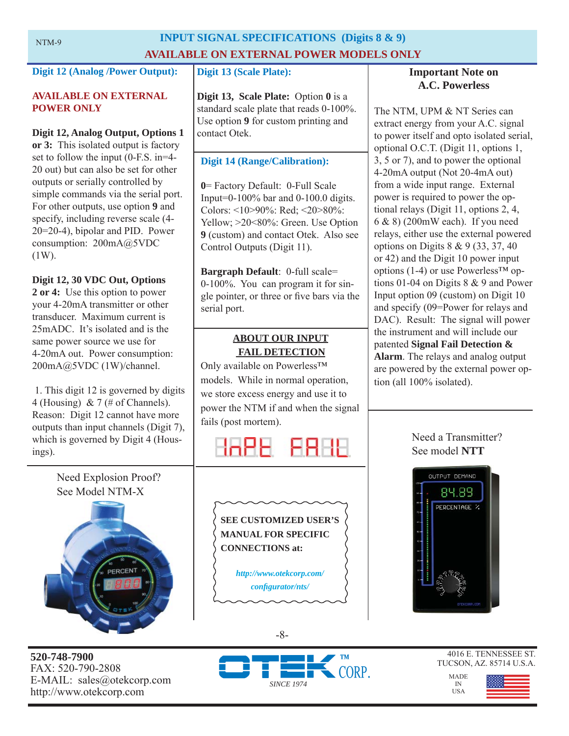# INPUT SIGNAL SPECIFICATIONS (Digits 8 & 9)
## AVAILABLE ON EXTERNAL POWER MODELS ONLY

### Digit 12 (Analog /Power Output):

**AVAILABLE ON EXTERNAL POWER ONLY**

**Digit 12, Analog Output, Options 1 or 3:** This isolated output is factory set to follow the input (0-F.S. in=4-20 out) but can also be set for other outputs or serially controlled by simple commands via the serial port. For other outputs, use option **9** and specify, including reverse scale (4-20=20-4), bipolar and PID. Power consumption: 200mA@5VDC (1W).

**Digit 12, 30 VDC Out, Options 2 or 4:** Use this option to power your 4-20mA transmitter or other transducer. Maximum current is 25mADC. It's isolated and is the same power source we use for 4-20mA out. Power consumption: 200mA@5VDC (1W)/channel.

1. This digit 12 is governed by digits 4 (Housing) & 7 (# of Channels). Reason: Digit 12 cannot have more outputs than input channels (Digit 7), which is governed by Digit 4 (Housings).

Need Explosion Proof? See Model NTM-X

### Digit 13 (Scale Plate):

**Digit 13, Scale Plate:** Option **0** is a standard scale plate that reads 0-100%. Use option **9** for custom printing and contact Otek.

### Digit 14 (Range/Calibration):

**0**= Factory Default: 0-Full Scale Input=0-100% bar and 0-100.0 digits. Colors: <10>90%: Red; <20>80%: Yellow; >20<80%: Green. Use Option **9** (custom) and contact Otek. Also see Control Outputs (Digit 11).

**Bargraph Default**: 0-full scale= 0-100%. You can program it for single pointer, or three or five bars via the serial port.

### ABOUT OUR INPUT FAIL DETECTION

Only available on Powerless™ models. While in normal operation, we store excess energy and use it to power the NTM if and when the signal fails (post mortem).

InPt FAIL

**SEE CUSTOMIZED USER'S MANUAL FOR SPECIFIC CONNECTIONS at:**

*http://www.otekcorp.com/configurator/nts/*

### Important Note on A.C. Powerless

The NTM, UPM & NT Series can extract energy from your A.C. signal to power itself and opto isolated serial, optional O.C.T. (Digit 11, options 1, 3, 5 or 7), and to power the optional 4-20mA output (Not 20-4mA out) from a wide input range. External power is required to power the optional relays (Digit 11, options 2, 4, 6 & 8) (200mW each). If you need relays, either use the external powered options on Digits 8 & 9 (33, 37, 40 or 42) and the Digit 10 power input options (1-4) or use Powerless™ options 01-04 on Digits 8 & 9 and Power Input option 09 (custom) on Digit 10 and specify (09=Power for relays and DAC). Result: The signal will power the instrument and will include our patented **Signal Fail Detection & Alarm**. The relays and analog output are powered by the external power option (all 100% isolated).

Need a Transmitter? See model **NTT**

**520-748-7900**
FAX: 520-790-2808
E-MAIL: sales@otekcorp.com
http://www.otekcorp.com

OTEK™ CORP. SINCE 1974

4016 E. TENNESSEE ST.
TUCSON, AZ. 85714 U.S.A.

MADE IN USA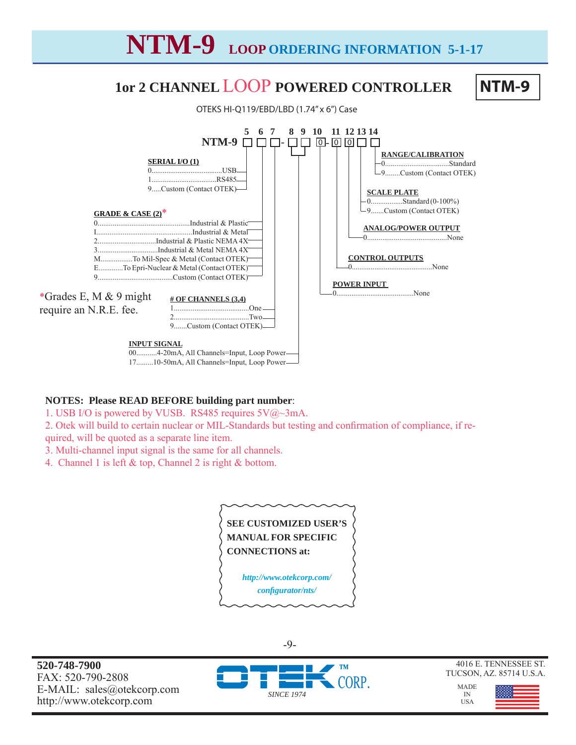# NTM-9 LOOP ORDERING INFORMATION 5-1-17

## 1or 2 CHANNEL LOOP POWERED CONTROLLER

**NTM-9**

OTEKS HI-Q119/EBD/LBD (1.74" x 6") Case

```
        5  6  7    8  9  10    11  12  13  14
NTM-9  [ ][ ][ ]- [ ][ ] [0]- [0] [0] [ ] [ ]
```

**SERIAL I/O (1)** (position 5)
- 0......USB
- 1......RS485
- 9.....Custom (Contact OTEK)

**GRADE & CASE (2)*** (position 6)
- 0......Industrial & Plastic
- I......Industrial & Metal
- 2......Industrial & Plastic NEMA 4X
- 3......Industrial & Metal NEMA 4X
- M......To Mil-Spec & Metal (Contact OTEK)
- E......To Epri-Nuclear & Metal (Contact OTEK)
- 9......Custom (Contact OTEK)

*Grades E, M & 9 might require an N.R.E. fee.

**# OF CHANNELS (3,4)** (position 7)
- 1......One
- 2......Two
- 9.......Custom (Contact OTEK)

**INPUT SIGNAL** (positions 8, 9)
- 00..........4-20mA, All Channels=Input, Loop Power
- 17.........10-50mA, All Channels=Input, Loop Power

**POWER INPUT** (position 10)
- 0......None

**CONTROL OUTPUTS** (position 11)
- 0......None

**ANALOG/POWER OUTPUT** (position 12)
- 0......None

**SCALE PLATE** (position 13)
- 0......Standard (0-100%)
- 9.......Custom (Contact OTEK)

**RANGE/CALIBRATION** (position 14)
- 0......Standard
- 9........Custom (Contact OTEK)

**NOTES: Please READ BEFORE building part number**:

1. USB I/O is powered by VUSB. RS485 requires 5V@~3mA.
2. Otek will build to certain nuclear or MIL-Standards but testing and confirmation of compliance, if required, will be quoted as a separate line item.
3. Multi-channel input signal is the same for all channels.
4. Channel 1 is left & top, Channel 2 is right & bottom.

**SEE CUSTOMIZED USER'S MANUAL FOR SPECIFIC CONNECTIONS at:**

*http://www.otekcorp.com/configurator/nts/*

**520-748-7900**
FAX: 520-790-2808
E-MAIL: sales@otekcorp.com
http://www.otekcorp.com

OTEK™ CORP. SINCE 1974

4016 E. TENNESSEE ST.
TUCSON, AZ. 85714 U.S.A.

MADE IN USA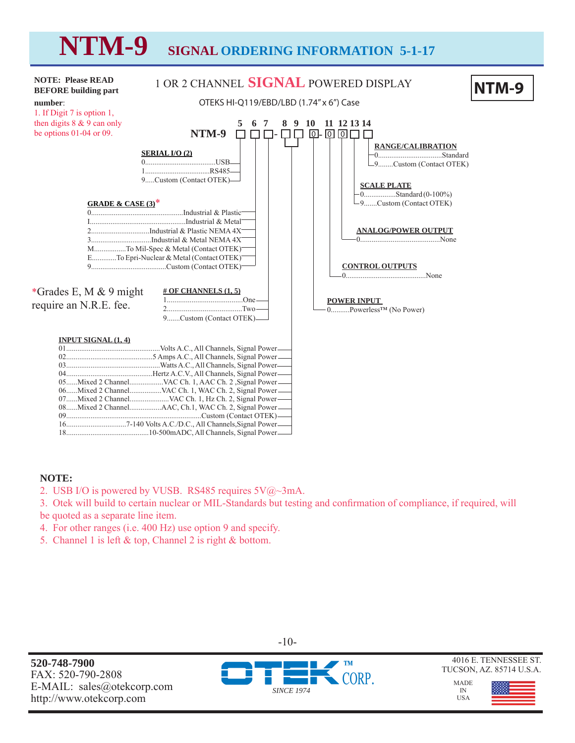# NTM-9 SIGNAL ORDERING INFORMATION 5-1-17

**NOTE: Please READ BEFORE building part number**:
1. If Digit 7 is option 1, then digits 8 & 9 can only be options 01-04 or 09.

## 1 OR 2 CHANNEL SIGNAL POWERED DISPLAY

**NTM-9**

OTEKS HI-Q119/EBD/LBD (1.74" x 6") Case

```
         5  6  7    8  9   10   11  12  13  14
NTM-9    □  □  □ -  □  □ - 0 -  0   0   □   □
```

**SERIAL I/O (2)**
- 0......USB
- 1......RS485
- 9.....Custom (Contact OTEK)

**GRADE & CASE (3)***
- 0......Industrial & Plastic
- I......Industrial & Metal
- 2......Industrial & Plastic NEMA 4X
- 3......Industrial & Metal NEMA 4X
- M......To Mil-Spec & Metal (Contact OTEK)
- E......To Epri-Nuclear & Metal (Contact OTEK)
- 9......Custom (Contact OTEK)

*Grades E, M & 9 might require an N.R.E. fee.

**# OF CHANNELS (1, 5)**
- 1......One
- 2......Two
- 9.......Custom (Contact OTEK)

**INPUT SIGNAL (1, 4)**
- 01......Volts A.C., All Channels, Signal Power
- 02......5 Amps A.C., All Channels, Signal Power
- 03......Watts A.C., All Channels, Signal Power
- 04......Hertz A.C.V., All Channels, Signal Power
- 05......Mixed 2 Channel......VAC Ch. 1, AAC Ch. 2 ,Signal Power
- 06......Mixed 2 Channel......VAC Ch. 1, WAC Ch. 2, Signal Power
- 07......Mixed 2 Channel......VAC Ch. 1, Hz Ch. 2, Signal Power
- 08......Mixed 2 Channel......AAC, Ch.1, WAC Ch. 2, Signal Power
- 09......Custom (Contact OTEK)
- 16......7-140 Volts A.C./D.C., All Channels,Signal Power
- 18......10-500mADC, All Channels, Signal Power

**POWER INPUT**
- 0..........Powerless™ (No Power)

**CONTROL OUTPUTS**
- 0......None

**ANALOG/POWER OUTPUT**
- 0......None

**SCALE PLATE**
- 0......Standard (0-100%)
- 9.......Custom (Contact OTEK)

**RANGE/CALIBRATION**
- 0......Standard
- 9........Custom (Contact OTEK)

**NOTE:**

2. USB I/O is powered by VUSB. RS485 requires 5V@~3mA.
3. Otek will build to certain nuclear or MIL-Standards but testing and confirmation of compliance, if required, will be quoted as a separate line item.
4. For other ranges (i.e. 400 Hz) use option 9 and specify.
5. Channel 1 is left & top, Channel 2 is right & bottom.

**520-748-7900**
FAX: 520-790-2808
E-MAIL: sales@otekcorp.com
http://www.otekcorp.com

OTEK™ CORP. SINCE 1974

4016 E. TENNESSEE ST.
TUCSON, AZ. 85714 U.S.A.

MADE IN USA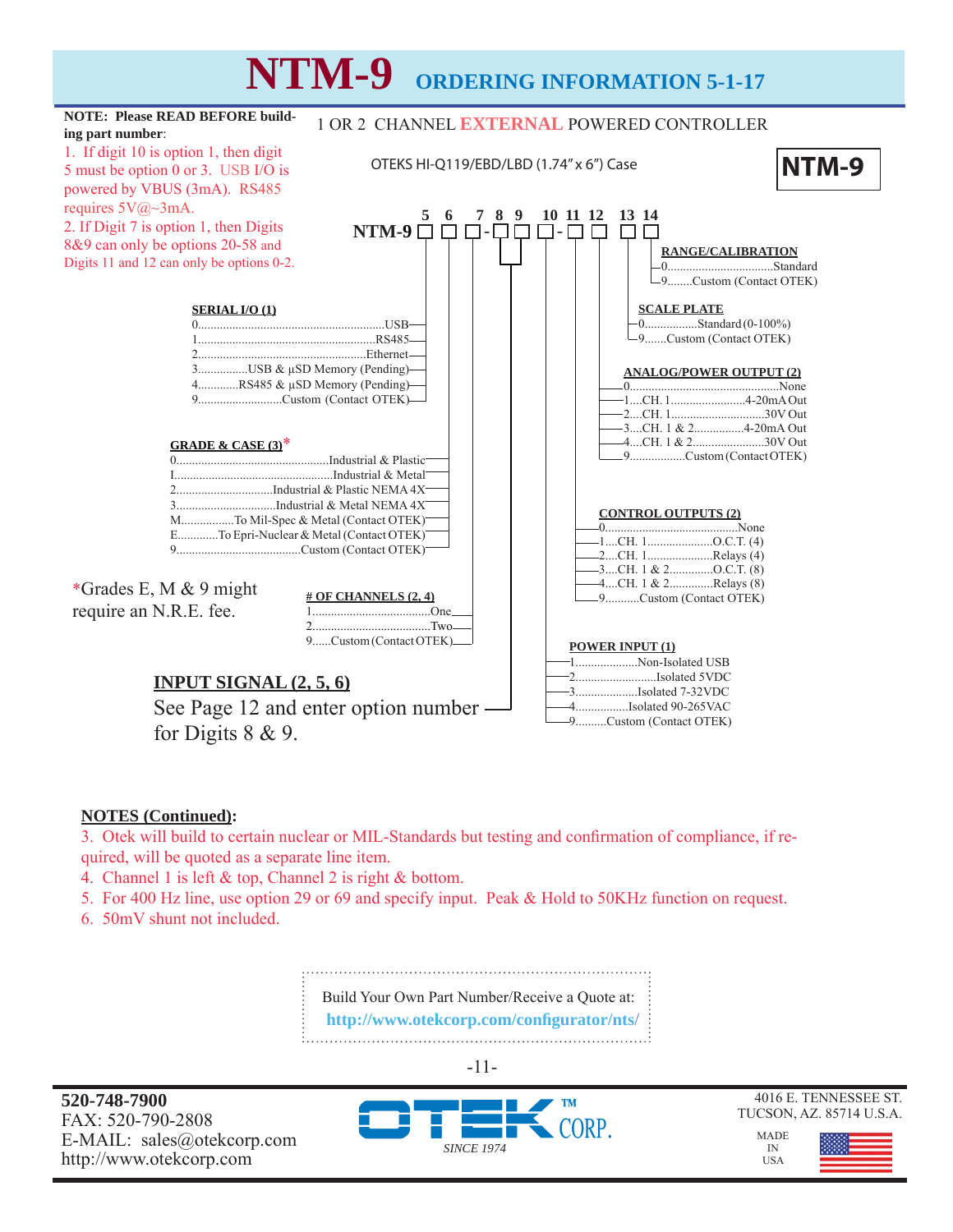# NTM-9 ORDERING INFORMATION 5-1-17

**NOTE: Please READ BEFORE building part number**:

1. If digit 10 is option 1, then digit 5 must be option 0 or 3. USB I/O is powered by VBUS (3mA). RS485 requires 5V@~3mA.
2. If Digit 7 is option 1, then Digits 8&9 can only be options 20-58 and Digits 11 and 12 can only be options 0-2.

1 OR 2 CHANNEL EXTERNAL POWERED CONTROLLER

OTEKS HI-Q119/EBD/LBD (1.74" x 6") Case

**NTM-9**

**NTM-9** ☐ ☐ ☐ - ☐ ☐ ☐ - ☐ ☐ ☐ ☐
(Digits 5, 6, 7 - 8, 9, 10 - 11, 12, 13, 14)

**SERIAL I/O (1)** (Digit 5)
- 0 ........ USB
- 1 ........ RS485
- 2 ........ Ethernet
- 3 ........ USB & µSD Memory (Pending)
- 4 ........ RS485 & µSD Memory (Pending)
- 9 ........ Custom (Contact OTEK)

**GRADE & CASE (3)*** (Digit 6)
- 0 ........ Industrial & Plastic
- I ........ Industrial & Metal
- 2 ........ Industrial & Plastic NEMA 4X
- 3 ........ Industrial & Metal NEMA 4X
- M ........ To Mil-Spec & Metal (Contact OTEK)
- E ........ To Epri-Nuclear & Metal (Contact OTEK)
- 9 ........ Custom (Contact OTEK)

*Grades E, M & 9 might require an N.R.E. fee.

**# OF CHANNELS (2, 4)** (Digit 7)
- 1 ........ One
- 2 ........ Two
- 9 ........ Custom (Contact OTEK)

**INPUT SIGNAL (2, 5, 6)** (Digits 8 & 9)
See Page 12 and enter option number for Digits 8 & 9.

**POWER INPUT (1)** (Digit 10)
- 1 ........ Non-Isolated USB
- 2 ........ Isolated 5VDC
- 3 ........ Isolated 7-32VDC
- 4 ........ Isolated 90-265VAC
- 9 ........ Custom (Contact OTEK)

**CONTROL OUTPUTS (2)** (Digit 11)
- 0 ........ None
- 1 .... CH. 1 ........ O.C.T. (4)
- 2 .... CH. 1 ........ Relays (4)
- 3 .... CH. 1 & 2 ........ O.C.T. (8)
- 4 .... CH. 1 & 2 ........ Relays (8)
- 9 ........ Custom (Contact OTEK)

**ANALOG/POWER OUTPUT (2)** (Digit 12)
- 0 ........ None
- 1 .... CH. 1 ........ 4-20mA Out
- 2 .... CH. 1 ........ 30V Out
- 3 .... CH. 1 & 2 ........ 4-20mA Out
- 4 .... CH. 1 & 2 ........ 30V Out
- 9 ........ Custom (Contact OTEK)

**SCALE PLATE** (Digit 13)
- 0 ........ Standard (0-100%)
- 9 ........ Custom (Contact OTEK)

**RANGE/CALIBRATION** (Digit 14)
- 0 ........ Standard
- 9 ........ Custom (Contact OTEK)

## NOTES (Continued):

3. Otek will build to certain nuclear or MIL-Standards but testing and confirmation of compliance, if required, will be quoted as a separate line item.
4. Channel 1 is left & top, Channel 2 is right & bottom.
5. For 400 Hz line, use option 29 or 69 and specify input. Peak & Hold to 50KHz function on request.
6. 50mV shunt not included.

Build Your Own Part Number/Receive a Quote at:
**http://www.otekcorp.com/configurator/nts/**

**520-748-7900**
FAX: 520-790-2808
E-MAIL: sales@otekcorp.com
http://www.otekcorp.com

OTEK™ CORP. SINCE 1974

4016 E. TENNESSEE ST.
TUCSON, AZ. 85714 U.S.A.

MADE IN USA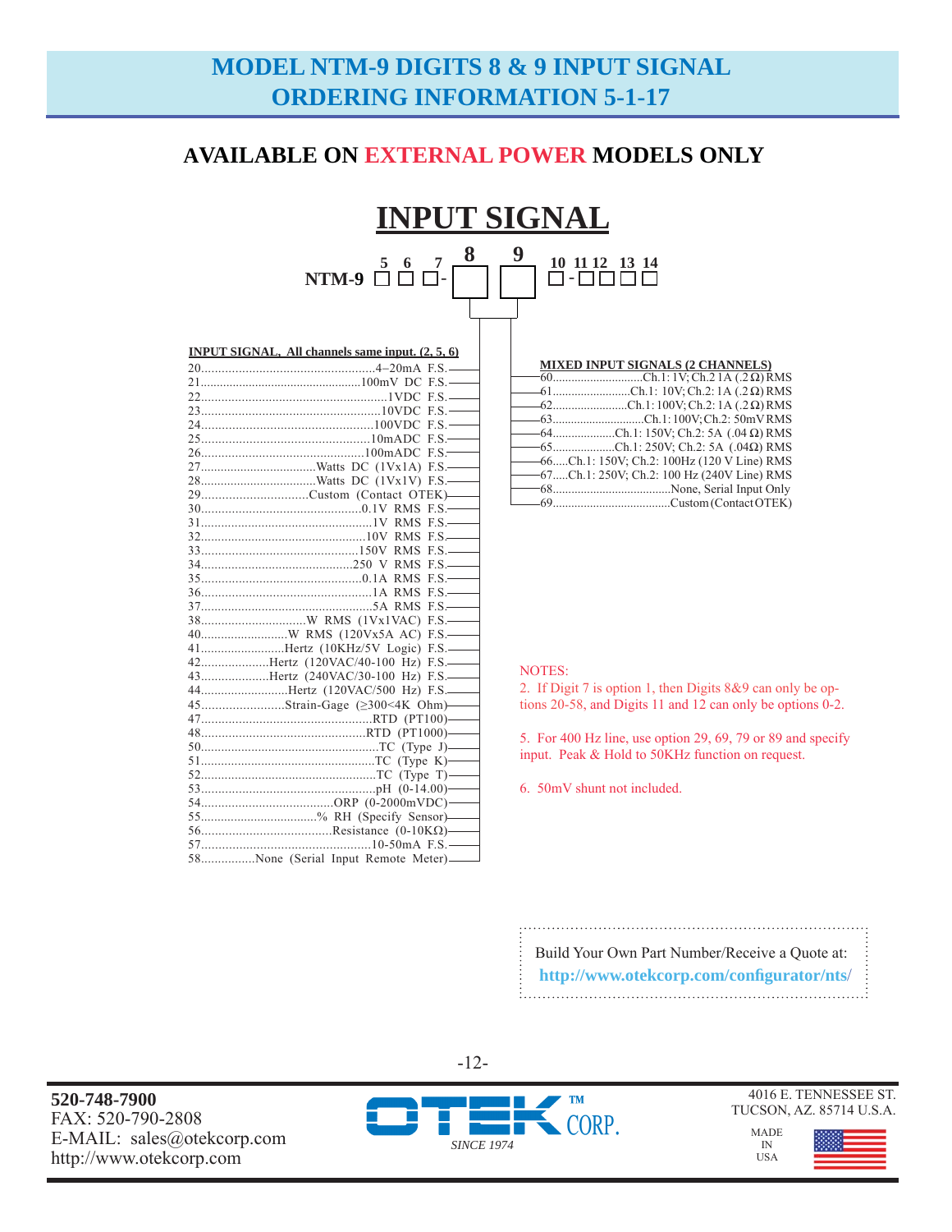# MODEL NTM-9 DIGITS 8 & 9 INPUT SIGNAL ORDERING INFORMATION 5-1-17

## AVAILABLE ON EXTERNAL POWER MODELS ONLY

## INPUT SIGNAL

NTM-9 □ □ □ - [8] [9] □ - □ □ □ □

(Digits: 5 6 7 - 8 9 10 - 11 12 13 14)

**INPUT SIGNAL, All channels same input. (2, 5, 6)**

| Code | Input |
|---|---|
| 20 | 4–20mA F.S. |
| 21 | 100mV DC F.S. |
| 22 | 1VDC F.S. |
| 23 | 10VDC F.S. |
| 24 | 100VDC F.S. |
| 25 | 10mADC F.S. |
| 26 | 100mADC F.S. |
| 27 | Watts DC (1Vx1A) F.S. |
| 28 | Watts DC (1Vx1V) F.S. |
| 29 | Custom (Contact OTEK) |
| 30 | 0.1V RMS F.S. |
| 31 | 1V RMS F.S. |
| 32 | 10V RMS F.S. |
| 33 | 150V RMS F.S. |
| 34 | 250 V RMS F.S. |
| 35 | 0.1A RMS F.S. |
| 36 | 1A RMS F.S. |
| 37 | 5A RMS F.S. |
| 38 | W RMS (1Vx1VAC) F.S. |
| 40 | W RMS (120Vx5A AC) F.S. |
| 41 | Hertz (10KHz/5V Logic) F.S. |
| 42 | Hertz (120VAC/40-100 Hz) F.S. |
| 43 | Hertz (240VAC/30-100 Hz) F.S. |
| 44 | Hertz (120VAC/500 Hz) F.S. |
| 45 | Strain-Gage (≥300<4K Ohm) |
| 47 | RTD (PT100) |
| 48 | RTD (PT1000) |
| 50 | TC (Type J) |
| 51 | TC (Type K) |
| 52 | TC (Type T) |
| 53 | pH (0-14.00) |
| 54 | ORP (0-2000mVDC) |
| 55 | % RH (Specify Sensor) |
| 56 | Resistance (0-10KΩ) |
| 57 | 10-50mA F.S. |
| 58 | None (Serial Input Remote Meter) |

**MIXED INPUT SIGNALS (2 CHANNELS)**

| Code | Input |
|---|---|
| 60 | Ch.1: 1V; Ch.2 1A (.2 Ω) RMS |
| 61 | Ch.1: 10V; Ch.2: 1A (.2 Ω) RMS |
| 62 | Ch.1: 100V; Ch.2: 1A (.2 Ω) RMS |
| 63 | Ch.1: 100V; Ch.2: 50mV RMS |
| 64 | Ch.1: 150V; Ch.2: 5A (.04 Ω) RMS |
| 65 | Ch.1: 250V; Ch.2: 5A (.04Ω) RMS |
| 66 | Ch.1: 150V; Ch.2: 100Hz (120 V Line) RMS |
| 67 | Ch.1: 250V; Ch.2: 100 Hz (240V Line) RMS |
| 68 | None, Serial Input Only |
| 69 | Custom (Contact OTEK) |

NOTES:

2. If Digit 7 is option 1, then Digits 8&9 can only be options 20-58, and Digits 11 and 12 can only be options 0-2.

5. For 400 Hz line, use option 29, 69, 79 or 89 and specify input. Peak & Hold to 50KHz function on request.

6. 50mV shunt not included.

Build Your Own Part Number/Receive a Quote at: **http://www.otekcorp.com/configurator/nts/**

520-748-7900
FAX: 520-790-2808
E-MAIL: sales@otekcorp.com
http://www.otekcorp.com

OTEK CORP. SINCE 1974

4016 E. TENNESSEE ST.
TUCSON, AZ. 85714 U.S.A.

MADE IN USA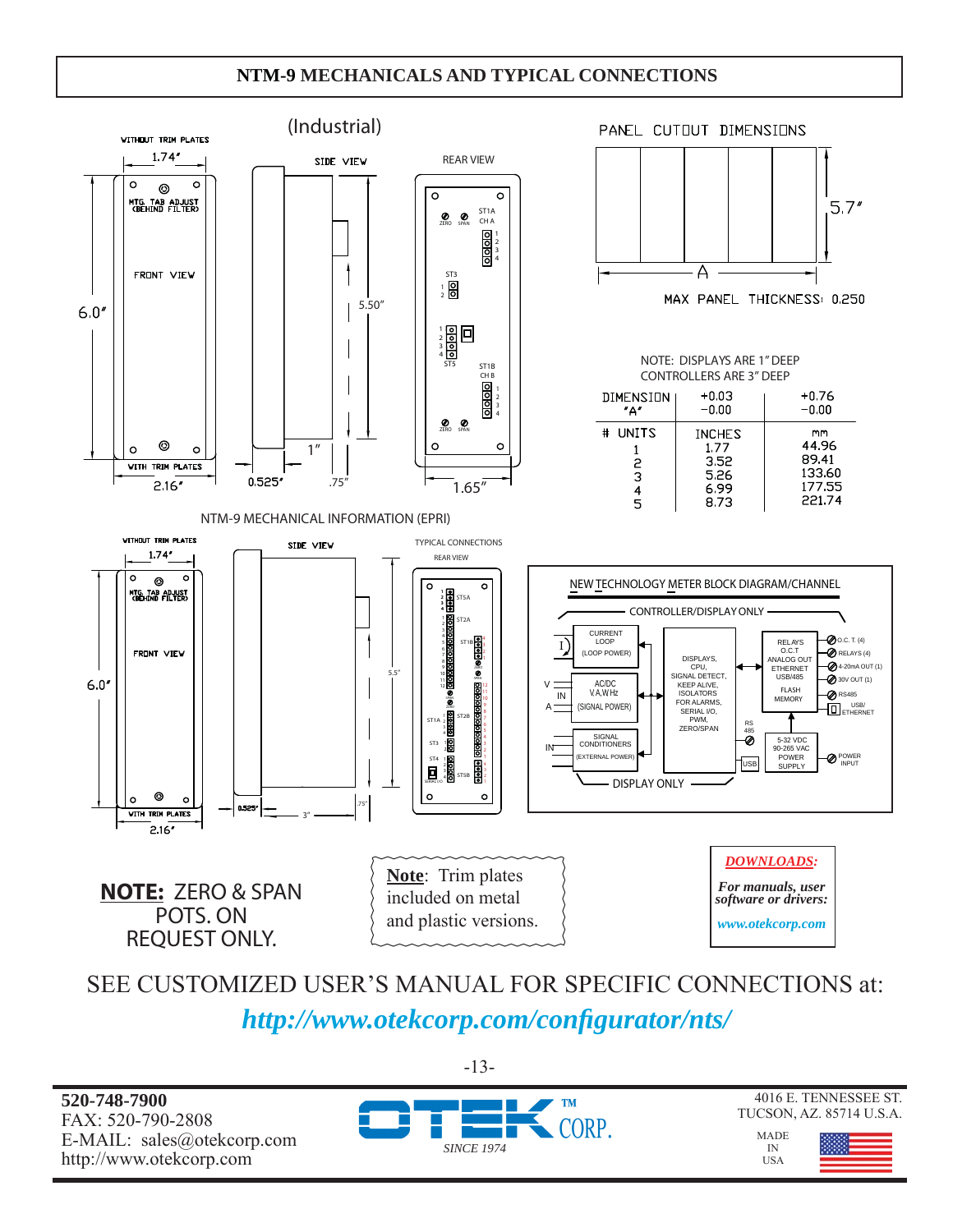# NTM-9 MECHANICALS AND TYPICAL CONNECTIONS

(Industrial)

WITHOUT TRIM PLATES
1.74"
MTG. TAB ADJUST (BEHIND FILTER)
FRONT VIEW
6.0"
WITH TRIM PLATES
2.16"

SIDE VIEW
5.50"
1"
0.525"
.75"

REAR VIEW
ZERO SPAN
ST1A CH A
1 2 3 4
ST3
1 2
1 2 3 4
ST5
ST1B CH B
1 2 3 4
ZERO SPAN
1.65"

NTM-9 MECHANICAL INFORMATION (EPRI)

## PANEL CUTOUT DIMENSIONS

5.7"
A

MAX PANEL THICKNESS: 0.250

NOTE: DISPLAYS ARE 1" DEEP
CONTROLLERS ARE 3" DEEP

| DIMENSION "A" | +0.03 −0.00 | +0.76 −0.00 |
|---|---|---|
| # UNITS | INCHES | mm |
| 1 | 1.77 | 44.96 |
| 2 | 3.52 | 89.41 |
| 3 | 5.26 | 133.60 |
| 4 | 6.99 | 177.55 |
| 5 | 8.73 | 221.74 |

WITHOUT TRIM PLATES
1.74"
MTG. TAB ADJUST (BEHIND FILTER)
FRONT VIEW
6.0"
WITH TRIM PLATES
2.16"

SIDE VIEW
5.5"
0.525"
3"
.75"

TYPICAL CONNECTIONS
REAR VIEW
ST5A
ST2A
ST1B
ST1A
ST2B
ST3
ST4
ST5B

NEW TECHNOLOGY METER BLOCK DIAGRAM/CHANNEL

CONTROLLER/DISPLAY ONLY

I — CURRENT LOOP (LOOP POWER)
V IN A — AC/DC V,A,W Hz (SIGNAL POWER)
IN — SIGNAL CONDITIONERS (EXTERNAL POWER)

DISPLAYS, CPU, SIGNAL DETECT, KEEP ALIVE, ISOLATORS FOR ALARMS, SERIAL I/O, PWM, ZERO/SPAN

RELAYS O.C.T ANALOG OUT ETHERNET USB/485
FLASH MEMORY

O.C. T. (4)
RELAYS (4)
4-20mA OUT (1)
30V OUT (1)
RS485
USB/ ETHERNET

RS 485
USB
5-32 VDC 90-265 VAC POWER SUPPLY
POWER INPUT

DISPLAY ONLY

**NOTE:** ZERO & SPAN POTS. ON REQUEST ONLY.

**Note**: Trim plates included on metal and plastic versions.

***DOWNLOADS:***

*For manuals, user software or drivers:*

*www.otekcorp.com*

SEE CUSTOMIZED USER'S MANUAL FOR SPECIFIC CONNECTIONS at:

***http://www.otekcorp.com/configurator/nts/***

**520-748-7900**
FAX: 520-790-2808
E-MAIL: sales@otekcorp.com
http://www.otekcorp.com

OTEK™ CORP.
SINCE 1974

4016 E. TENNESSEE ST.
TUCSON, AZ. 85714 U.S.A.

MADE IN USA